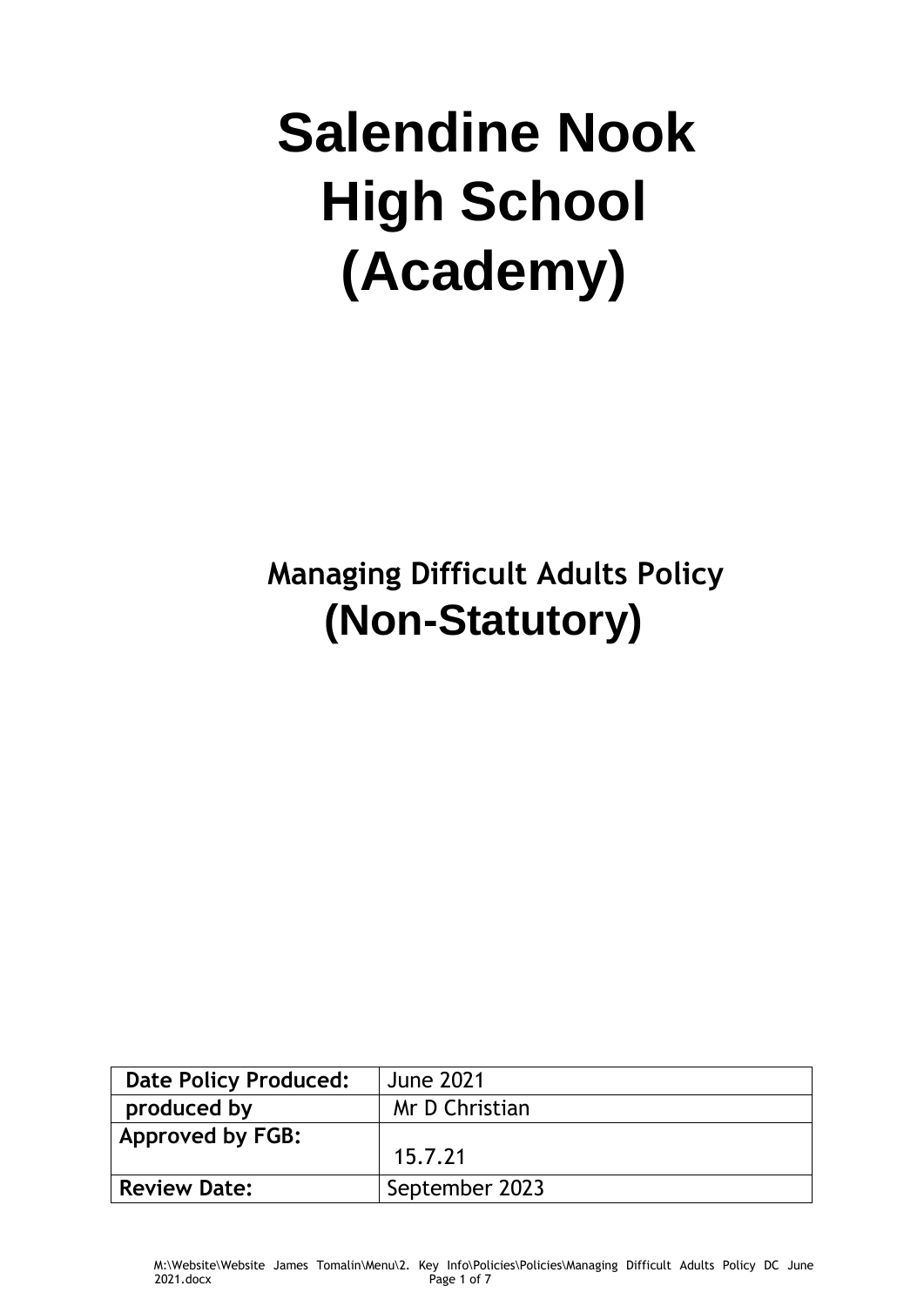# Salendine Nook High School (Academy)

## Managing Difficult Adults Policy (Non-Statutory)

| Date Policy Produced: | June 2021 |
|---|---|
| produced by | Mr D Christian |
| Approved by FGB: | 15.7.21 |
| Review Date: | September 2023 |

M:\Website\Website James Tomalin\Menu\2. Key Info\Policies\Policies\Managing Difficult Adults Policy DC June 2021.docx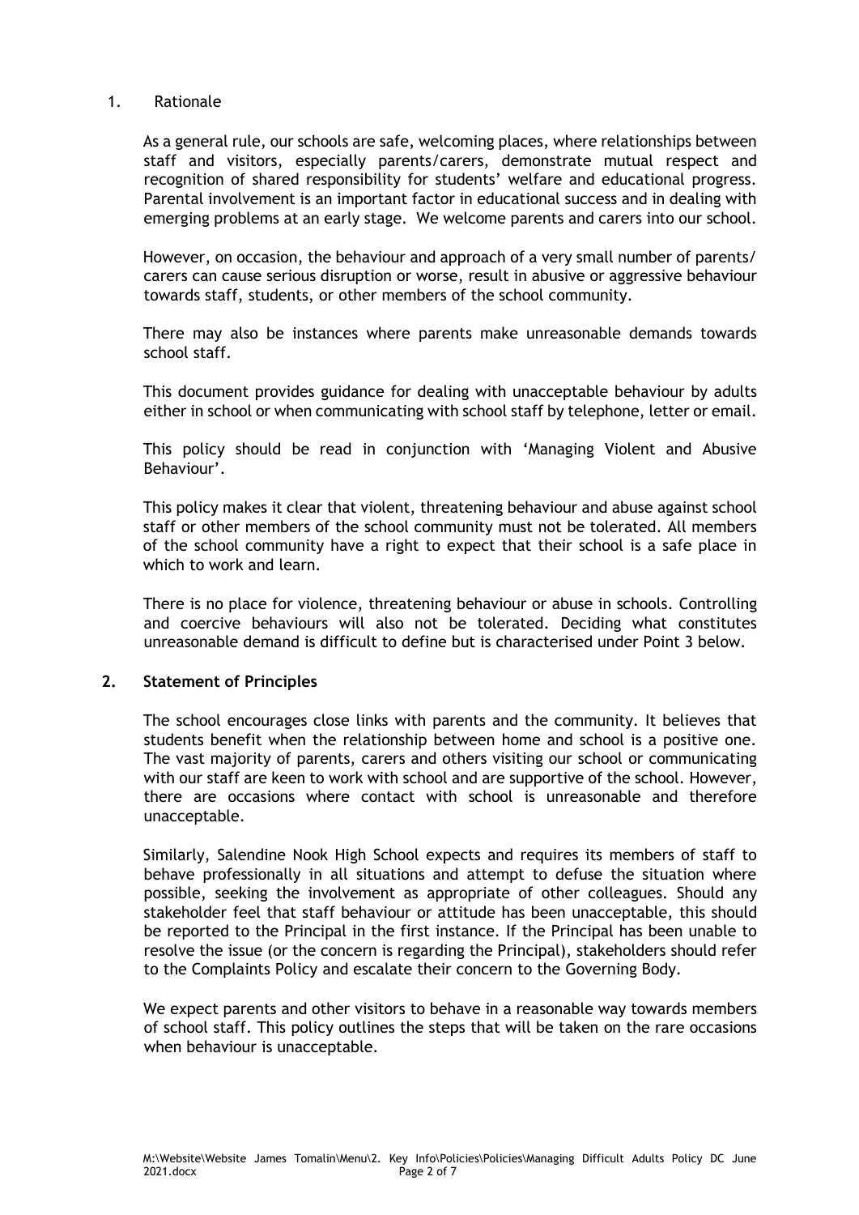## 1. Rationale

As a general rule, our schools are safe, welcoming places, where relationships between staff and visitors, especially parents/carers, demonstrate mutual respect and recognition of shared responsibility for students' welfare and educational progress. Parental involvement is an important factor in educational success and in dealing with emerging problems at an early stage. We welcome parents and carers into our school.

However, on occasion, the behaviour and approach of a very small number of parents/ carers can cause serious disruption or worse, result in abusive or aggressive behaviour towards staff, students, or other members of the school community.

There may also be instances where parents make unreasonable demands towards school staff.

This document provides guidance for dealing with unacceptable behaviour by adults either in school or when communicating with school staff by telephone, letter or email.

This policy should be read in conjunction with 'Managing Violent and Abusive Behaviour'.

This policy makes it clear that violent, threatening behaviour and abuse against school staff or other members of the school community must not be tolerated. All members of the school community have a right to expect that their school is a safe place in which to work and learn.

There is no place for violence, threatening behaviour or abuse in schools. Controlling and coercive behaviours will also not be tolerated. Deciding what constitutes unreasonable demand is difficult to define but is characterised under Point 3 below.

## 2. Statement of Principles

The school encourages close links with parents and the community. It believes that students benefit when the relationship between home and school is a positive one. The vast majority of parents, carers and others visiting our school or communicating with our staff are keen to work with school and are supportive of the school. However, there are occasions where contact with school is unreasonable and therefore unacceptable.

Similarly, Salendine Nook High School expects and requires its members of staff to behave professionally in all situations and attempt to defuse the situation where possible, seeking the involvement as appropriate of other colleagues. Should any stakeholder feel that staff behaviour or attitude has been unacceptable, this should be reported to the Principal in the first instance. If the Principal has been unable to resolve the issue (or the concern is regarding the Principal), stakeholders should refer to the Complaints Policy and escalate their concern to the Governing Body.

We expect parents and other visitors to behave in a reasonable way towards members of school staff. This policy outlines the steps that will be taken on the rare occasions when behaviour is unacceptable.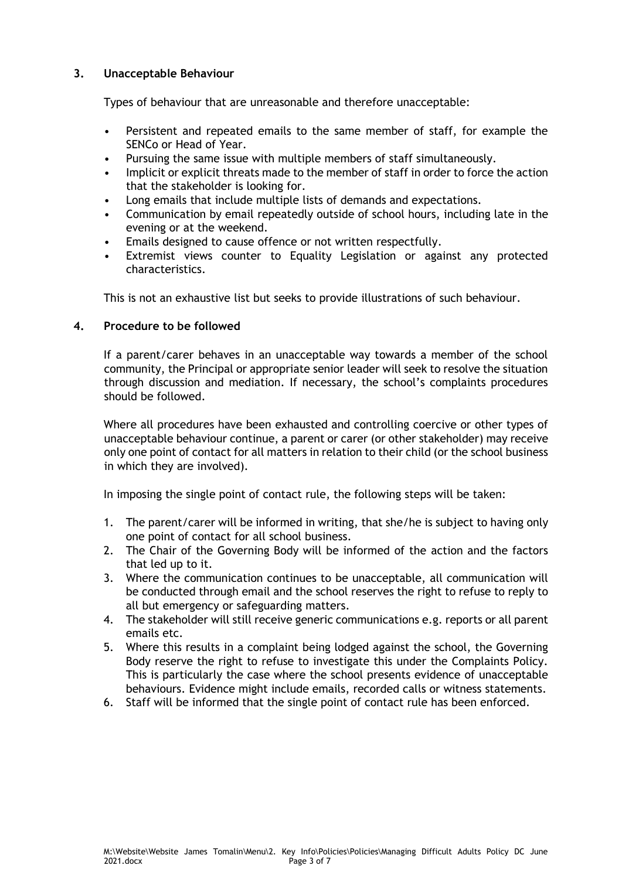## 3. Unacceptable Behaviour

Types of behaviour that are unreasonable and therefore unacceptable:

- Persistent and repeated emails to the same member of staff, for example the SENCo or Head of Year.
- Pursuing the same issue with multiple members of staff simultaneously.
- Implicit or explicit threats made to the member of staff in order to force the action that the stakeholder is looking for.
- Long emails that include multiple lists of demands and expectations.
- Communication by email repeatedly outside of school hours, including late in the evening or at the weekend.
- Emails designed to cause offence or not written respectfully.
- Extremist views counter to Equality Legislation or against any protected characteristics.

This is not an exhaustive list but seeks to provide illustrations of such behaviour.

## 4. Procedure to be followed

If a parent/carer behaves in an unacceptable way towards a member of the school community, the Principal or appropriate senior leader will seek to resolve the situation through discussion and mediation. If necessary, the school's complaints procedures should be followed.

Where all procedures have been exhausted and controlling coercive or other types of unacceptable behaviour continue, a parent or carer (or other stakeholder) may receive only one point of contact for all matters in relation to their child (or the school business in which they are involved).

In imposing the single point of contact rule, the following steps will be taken:

1. The parent/carer will be informed in writing, that she/he is subject to having only one point of contact for all school business.
2. The Chair of the Governing Body will be informed of the action and the factors that led up to it.
3. Where the communication continues to be unacceptable, all communication will be conducted through email and the school reserves the right to refuse to reply to all but emergency or safeguarding matters.
4. The stakeholder will still receive generic communications e.g. reports or all parent emails etc.
5. Where this results in a complaint being lodged against the school, the Governing Body reserve the right to refuse to investigate this under the Complaints Policy. This is particularly the case where the school presents evidence of unacceptable behaviours. Evidence might include emails, recorded calls or witness statements.
6. Staff will be informed that the single point of contact rule has been enforced.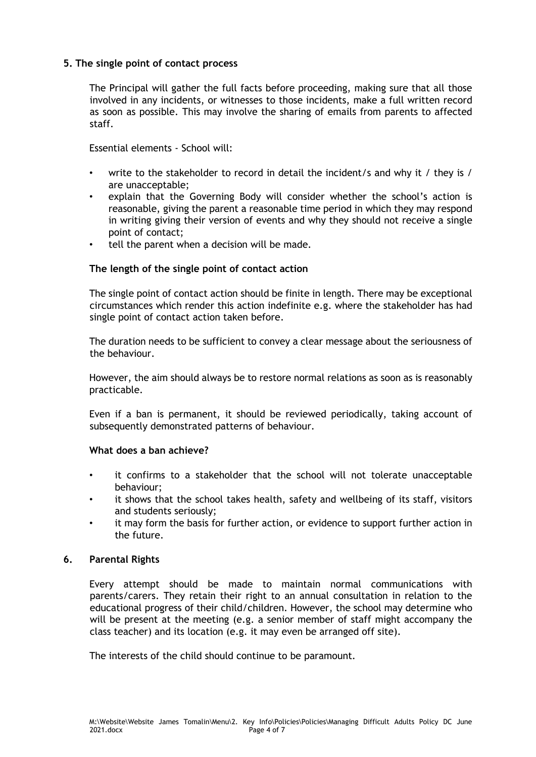## 5. The single point of contact process

The Principal will gather the full facts before proceeding, making sure that all those involved in any incidents, or witnesses to those incidents, make a full written record as soon as possible. This may involve the sharing of emails from parents to affected staff.

Essential elements - School will:

- write to the stakeholder to record in detail the incident/s and why it / they is / are unacceptable;
- explain that the Governing Body will consider whether the school's action is reasonable, giving the parent a reasonable time period in which they may respond in writing giving their version of events and why they should not receive a single point of contact;
- tell the parent when a decision will be made.

### The length of the single point of contact action

The single point of contact action should be finite in length. There may be exceptional circumstances which render this action indefinite e.g. where the stakeholder has had single point of contact action taken before.

The duration needs to be sufficient to convey a clear message about the seriousness of the behaviour.

However, the aim should always be to restore normal relations as soon as is reasonably practicable.

Even if a ban is permanent, it should be reviewed periodically, taking account of subsequently demonstrated patterns of behaviour.

### What does a ban achieve?

- it confirms to a stakeholder that the school will not tolerate unacceptable behaviour;
- it shows that the school takes health, safety and wellbeing of its staff, visitors and students seriously;
- it may form the basis for further action, or evidence to support further action in the future.

## 6. Parental Rights

Every attempt should be made to maintain normal communications with parents/carers. They retain their right to an annual consultation in relation to the educational progress of their child/children. However, the school may determine who will be present at the meeting (e.g. a senior member of staff might accompany the class teacher) and its location (e.g. it may even be arranged off site).

The interests of the child should continue to be paramount.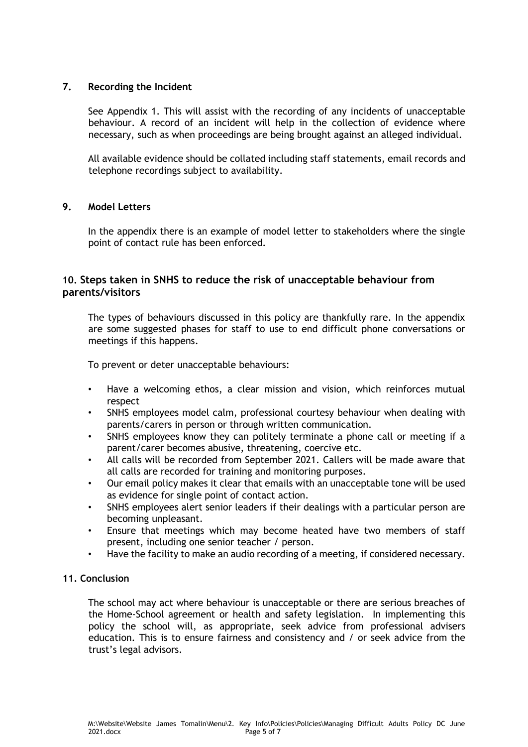## 7. Recording the Incident

See Appendix 1. This will assist with the recording of any incidents of unacceptable behaviour. A record of an incident will help in the collection of evidence where necessary, such as when proceedings are being brought against an alleged individual.

All available evidence should be collated including staff statements, email records and telephone recordings subject to availability.

## 9. Model Letters

In the appendix there is an example of model letter to stakeholders where the single point of contact rule has been enforced.

## 10. Steps taken in SNHS to reduce the risk of unacceptable behaviour from parents/visitors

The types of behaviours discussed in this policy are thankfully rare. In the appendix are some suggested phases for staff to use to end difficult phone conversations or meetings if this happens.

To prevent or deter unacceptable behaviours:

- Have a welcoming ethos, a clear mission and vision, which reinforces mutual respect
- SNHS employees model calm, professional courtesy behaviour when dealing with parents/carers in person or through written communication.
- SNHS employees know they can politely terminate a phone call or meeting if a parent/carer becomes abusive, threatening, coercive etc.
- All calls will be recorded from September 2021. Callers will be made aware that all calls are recorded for training and monitoring purposes.
- Our email policy makes it clear that emails with an unacceptable tone will be used as evidence for single point of contact action.
- SNHS employees alert senior leaders if their dealings with a particular person are becoming unpleasant.
- Ensure that meetings which may become heated have two members of staff present, including one senior teacher / person.
- Have the facility to make an audio recording of a meeting, if considered necessary.

## 11. Conclusion

The school may act where behaviour is unacceptable or there are serious breaches of the Home-School agreement or health and safety legislation. In implementing this policy the school will, as appropriate, seek advice from professional advisers education. This is to ensure fairness and consistency and / or seek advice from the trust's legal advisors.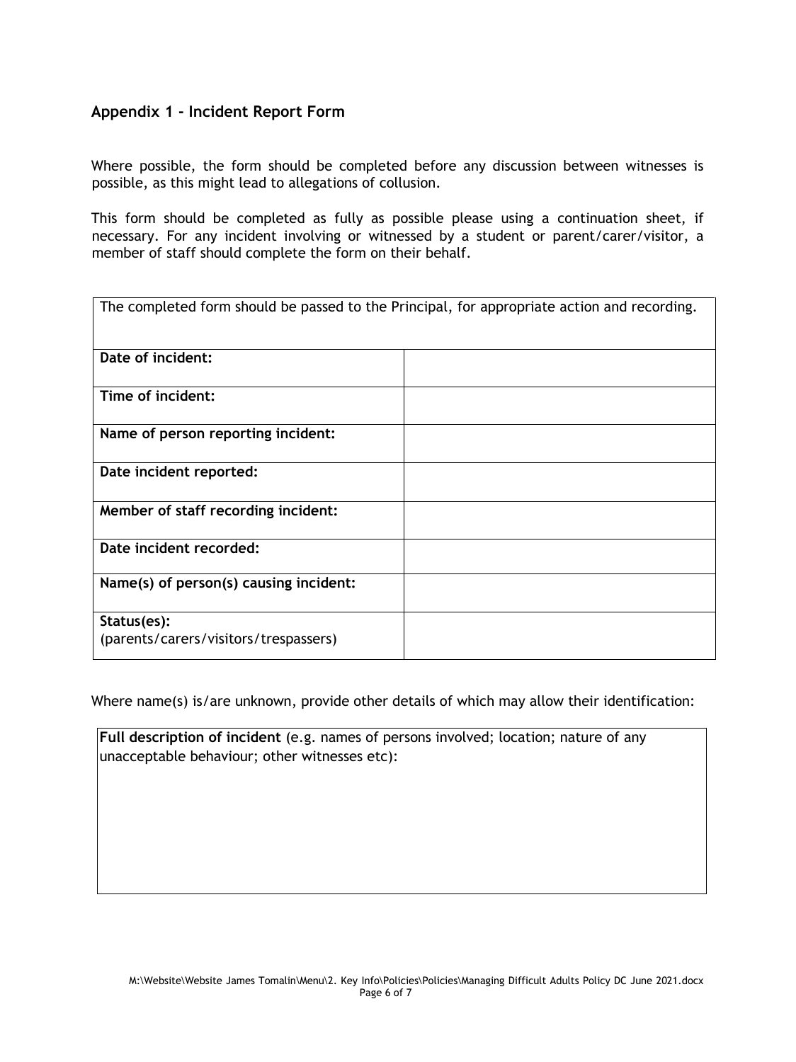## Appendix 1 - Incident Report Form

Where possible, the form should be completed before any discussion between witnesses is possible, as this might lead to allegations of collusion.

This form should be completed as fully as possible please using a continuation sheet, if necessary. For any incident involving or witnessed by a student or parent/carer/visitor, a member of staff should complete the form on their behalf.

| The completed form should be passed to the Principal, for appropriate action and recording. | |
|---|---|
| **Date of incident:** | |
| **Time of incident:** | |
| **Name of person reporting incident:** | |
| **Date incident reported:** | |
| **Member of staff recording incident:** | |
| **Date incident recorded:** | |
| **Name(s) of person(s) causing incident:** | |
| **Status(es):** (parents/carers/visitors/trespassers) | |

Where name(s) is/are unknown, provide other details of which may allow their identification:

| **Full description of incident** (e.g. names of persons involved; location; nature of any unacceptable behaviour; other witnesses etc): |
|---|
| |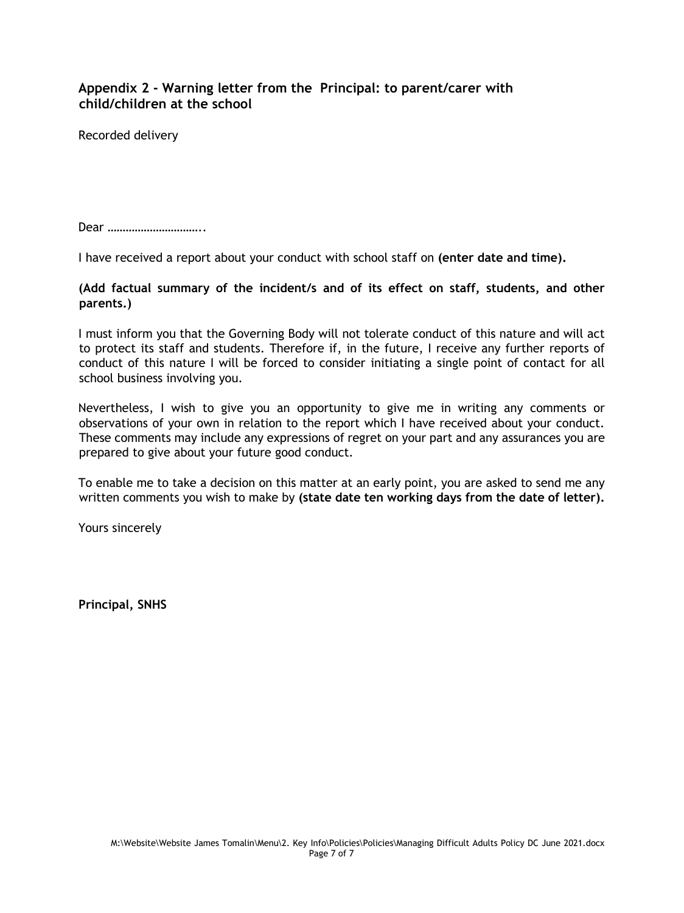## Appendix 2 - Warning letter from the Principal: to parent/carer with child/children at the school

Recorded delivery

Dear …………………………..

I have received a report about your conduct with school staff on **(enter date and time).**

**(Add factual summary of the incident/s and of its effect on staff, students, and other parents.)**

I must inform you that the Governing Body will not tolerate conduct of this nature and will act to protect its staff and students. Therefore if, in the future, I receive any further reports of conduct of this nature I will be forced to consider initiating a single point of contact for all school business involving you.

Nevertheless, I wish to give you an opportunity to give me in writing any comments or observations of your own in relation to the report which I have received about your conduct. These comments may include any expressions of regret on your part and any assurances you are prepared to give about your future good conduct.

To enable me to take a decision on this matter at an early point, you are asked to send me any written comments you wish to make by **(state date ten working days from the date of letter).**

Yours sincerely

**Principal, SNHS**